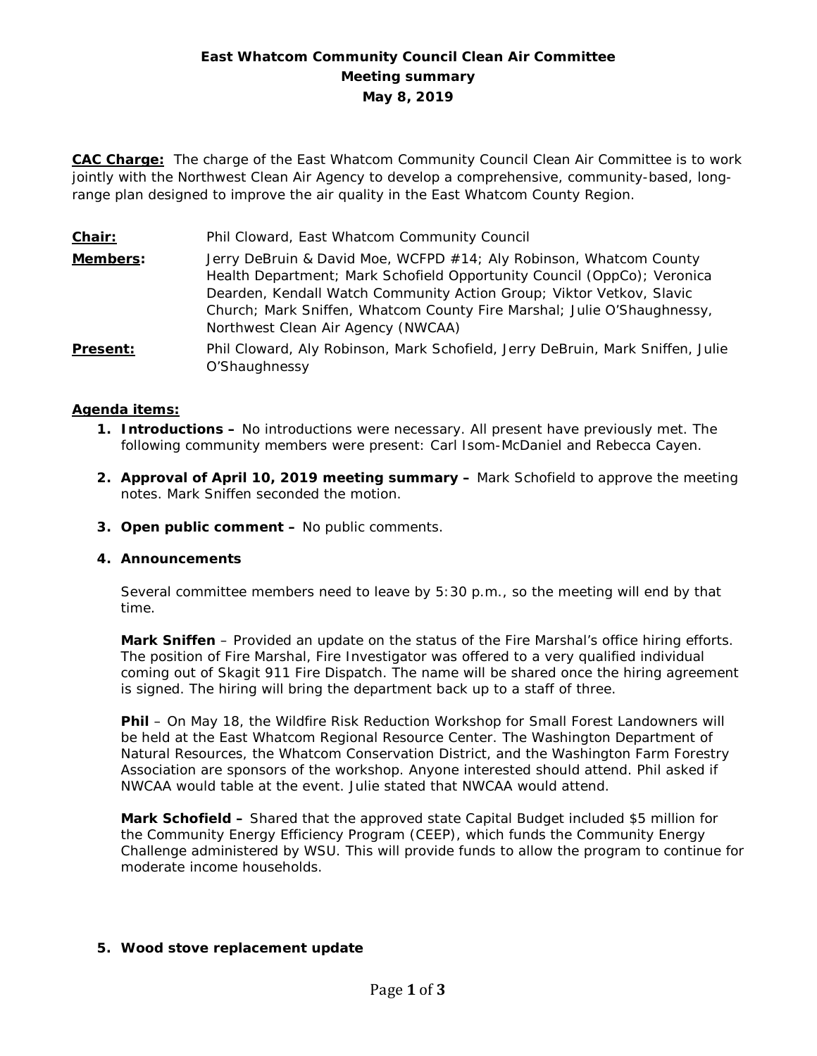**East Whatcom Community Council Clean Air Committee**
**Meeting summary**
**May 8, 2019**

**CAC Charge:** The charge of the East Whatcom Community Council Clean Air Committee is to work jointly with the Northwest Clean Air Agency to develop a comprehensive, community-based, long-range plan designed to improve the air quality in the East Whatcom County Region.

**Chair:** Phil Cloward, East Whatcom Community Council

**Members:** Jerry DeBruin & David Moe, WCFPD #14; Aly Robinson, Whatcom County Health Department; Mark Schofield Opportunity Council (OppCo); Veronica Dearden, Kendall Watch Community Action Group; Viktor Vetkov, Slavic Church; Mark Sniffen, Whatcom County Fire Marshal; Julie O'Shaughnessy, Northwest Clean Air Agency (NWCAA)

**Present:** Phil Cloward, Aly Robinson, Mark Schofield, Jerry DeBruin, Mark Sniffen, Julie O'Shaughnessy

**Agenda items:**

1. **Introductions –** No introductions were necessary. All present have previously met. The following community members were present: Carl Isom-McDaniel and Rebecca Cayen.

2. **Approval of April 10, 2019 meeting summary –** Mark Schofield to approve the meeting notes. Mark Sniffen seconded the motion.

3. **Open public comment –** No public comments.

4. **Announcements**

   Several committee members need to leave by 5:30 p.m., so the meeting will end by that time.

   **Mark Sniffen** – Provided an update on the status of the Fire Marshal's office hiring efforts. The position of Fire Marshal, Fire Investigator was offered to a very qualified individual coming out of Skagit 911 Fire Dispatch. The name will be shared once the hiring agreement is signed. The hiring will bring the department back up to a staff of three.

   **Phil** – On May 18, the Wildfire Risk Reduction Workshop for Small Forest Landowners will be held at the East Whatcom Regional Resource Center. The Washington Department of Natural Resources, the Whatcom Conservation District, and the Washington Farm Forestry Association are sponsors of the workshop. Anyone interested should attend. Phil asked if NWCAA would table at the event. Julie stated that NWCAA would attend.

   **Mark Schofield –** Shared that the approved state Capital Budget included $5 million for the Community Energy Efficiency Program (CEEP), which funds the Community Energy Challenge administered by WSU. This will provide funds to allow the program to continue for moderate income households.

5. **Wood stove replacement update**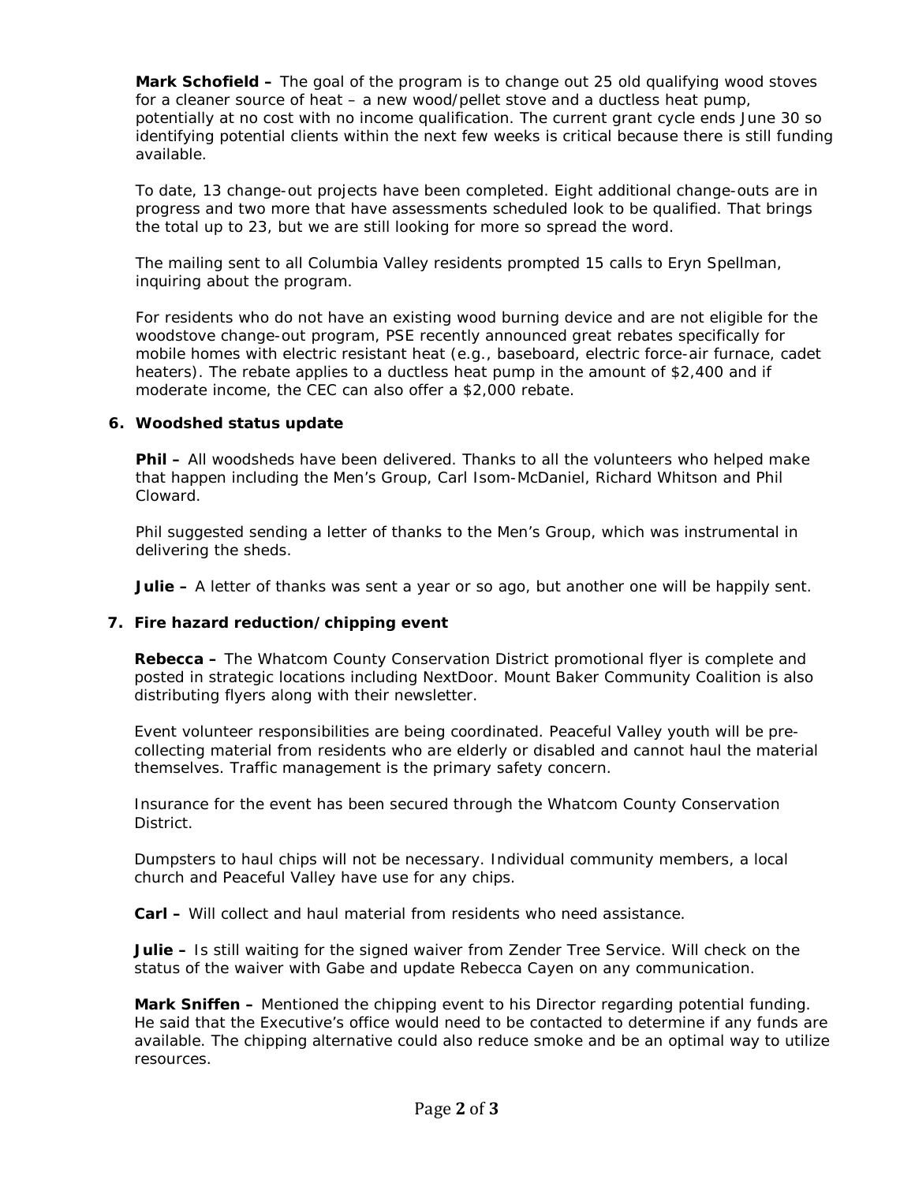**Mark Schofield –** The goal of the program is to change out 25 old qualifying wood stoves for a cleaner source of heat – a new wood/pellet stove and a ductless heat pump, potentially at no cost with no income qualification. The current grant cycle ends June 30 so identifying potential clients within the next few weeks is critical because there is still funding available.

To date, 13 change-out projects have been completed. Eight additional change-outs are in progress and two more that have assessments scheduled look to be qualified. That brings the total up to 23, but we are still looking for more so spread the word.

The mailing sent to all Columbia Valley residents prompted 15 calls to Eryn Spellman, inquiring about the program.

For residents who do not have an existing wood burning device and are not eligible for the woodstove change-out program, PSE recently announced great rebates specifically for mobile homes with electric resistant heat (e.g., baseboard, electric force-air furnace, cadet heaters). The rebate applies to a ductless heat pump in the amount of $2,400 and if moderate income, the CEC can also offer a $2,000 rebate.

**6. Woodshed status update**

**Phil –** All woodsheds have been delivered. Thanks to all the volunteers who helped make that happen including the Men's Group, Carl Isom-McDaniel, Richard Whitson and Phil Cloward.

Phil suggested sending a letter of thanks to the Men's Group, which was instrumental in delivering the sheds.

**Julie –** A letter of thanks was sent a year or so ago, but another one will be happily sent.

**7. Fire hazard reduction/chipping event**

**Rebecca –** The Whatcom County Conservation District promotional flyer is complete and posted in strategic locations including NextDoor. Mount Baker Community Coalition is also distributing flyers along with their newsletter.

Event volunteer responsibilities are being coordinated. Peaceful Valley youth will be pre-collecting material from residents who are elderly or disabled and cannot haul the material themselves. Traffic management is the primary safety concern.

Insurance for the event has been secured through the Whatcom County Conservation District.

Dumpsters to haul chips will not be necessary. Individual community members, a local church and Peaceful Valley have use for any chips.

**Carl –** Will collect and haul material from residents who need assistance.

**Julie –** Is still waiting for the signed waiver from Zender Tree Service. Will check on the status of the waiver with Gabe and update Rebecca Cayen on any communication.

**Mark Sniffen –** Mentioned the chipping event to his Director regarding potential funding. He said that the Executive's office would need to be contacted to determine if any funds are available. The chipping alternative could also reduce smoke and be an optimal way to utilize resources.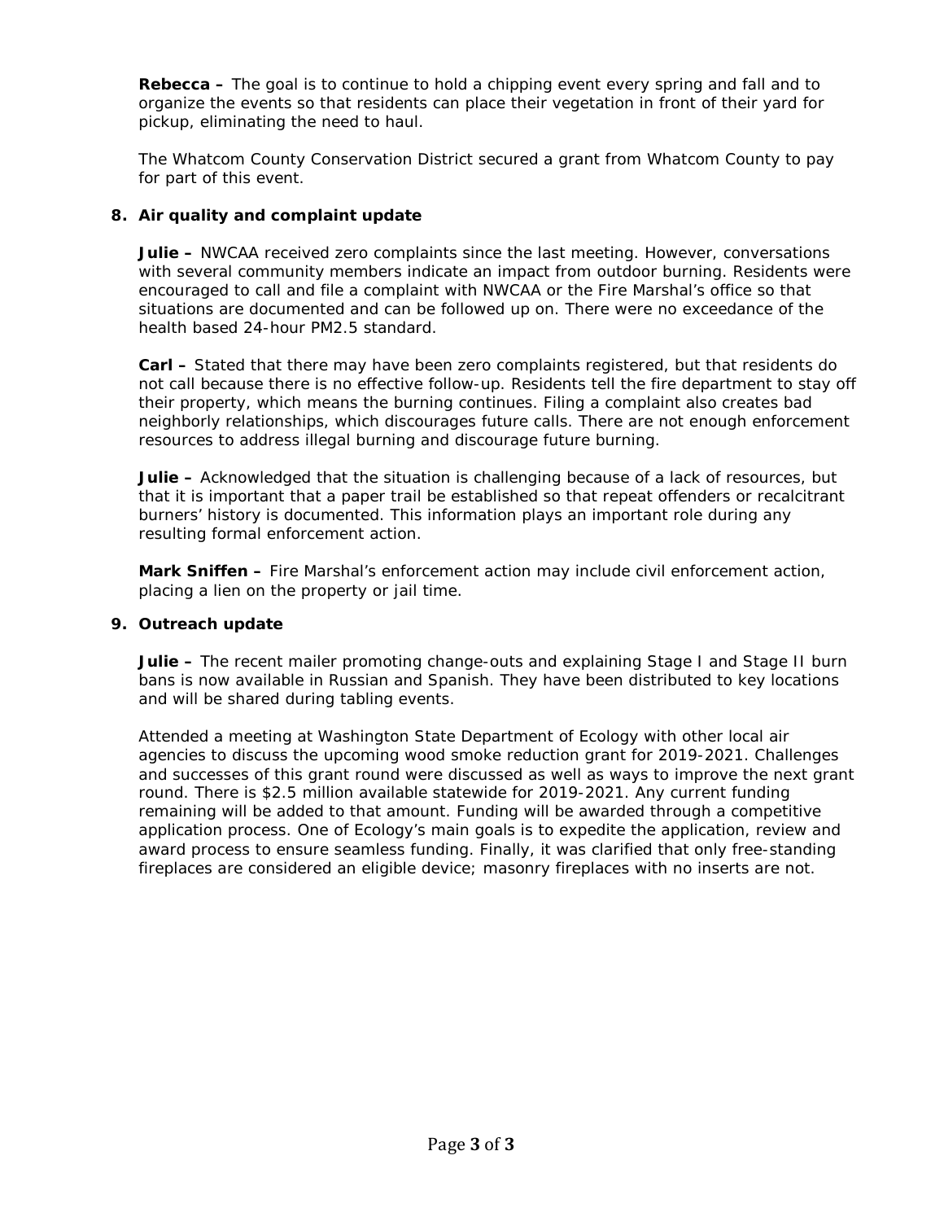**Rebecca –** The goal is to continue to hold a chipping event every spring and fall and to organize the events so that residents can place their vegetation in front of their yard for pickup, eliminating the need to haul.

The Whatcom County Conservation District secured a grant from Whatcom County to pay for part of this event.

**8. Air quality and complaint update**

**Julie –** NWCAA received zero complaints since the last meeting. However, conversations with several community members indicate an impact from outdoor burning. Residents were encouraged to call and file a complaint with NWCAA or the Fire Marshal's office so that situations are documented and can be followed up on. There were no exceedance of the health based 24-hour PM2.5 standard.

**Carl –** Stated that there may have been zero complaints registered, but that residents do not call because there is no effective follow-up. Residents tell the fire department to stay off their property, which means the burning continues. Filing a complaint also creates bad neighborly relationships, which discourages future calls. There are not enough enforcement resources to address illegal burning and discourage future burning.

**Julie –** Acknowledged that the situation is challenging because of a lack of resources, but that it is important that a paper trail be established so that repeat offenders or recalcitrant burners' history is documented. This information plays an important role during any resulting formal enforcement action.

**Mark Sniffen –** Fire Marshal's enforcement action may include civil enforcement action, placing a lien on the property or jail time.

**9. Outreach update**

**Julie –** The recent mailer promoting change-outs and explaining Stage I and Stage II burn bans is now available in Russian and Spanish. They have been distributed to key locations and will be shared during tabling events.

Attended a meeting at Washington State Department of Ecology with other local air agencies to discuss the upcoming wood smoke reduction grant for 2019-2021. Challenges and successes of this grant round were discussed as well as ways to improve the next grant round. There is $2.5 million available statewide for 2019-2021. Any current funding remaining will be added to that amount. Funding will be awarded through a competitive application process. One of Ecology's main goals is to expedite the application, review and award process to ensure seamless funding. Finally, it was clarified that only free-standing fireplaces are considered an eligible device; masonry fireplaces with no inserts are not.